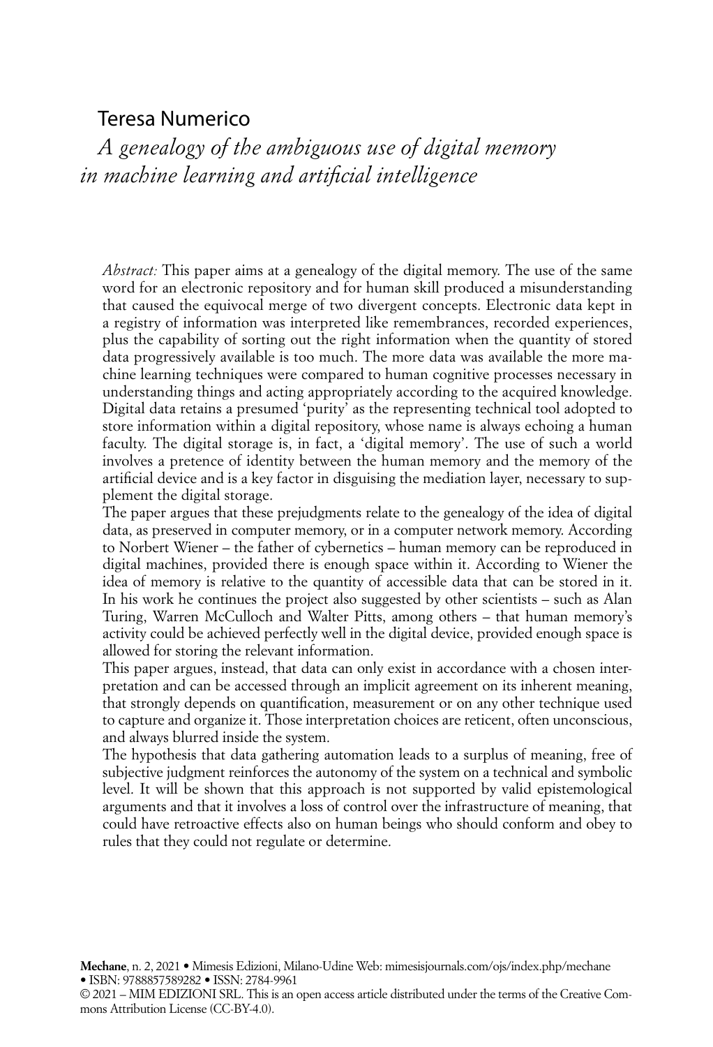# Teresa Numerico

## *A genealogy of the ambiguous use of digital memory in machine learning and artificial intelligence*

*Abstract:* This paper aims at a genealogy of the digital memory. The use of the same word for an electronic repository and for human skill produced a misunderstanding that caused the equivocal merge of two divergent concepts. Electronic data kept in a registry of information was interpreted like remembrances, recorded experiences, plus the capability of sorting out the right information when the quantity of stored data progressively available is too much. The more data was available the more machine learning techniques were compared to human cognitive processes necessary in understanding things and acting appropriately according to the acquired knowledge. Digital data retains a presumed 'purity' as the representing technical tool adopted to store information within a digital repository, whose name is always echoing a human faculty. The digital storage is, in fact, a 'digital memory'. The use of such a world involves a pretence of identity between the human memory and the memory of the artificial device and is a key factor in disguising the mediation layer, necessary to supplement the digital storage.

The paper argues that these prejudgments relate to the genealogy of the idea of digital data, as preserved in computer memory, or in a computer network memory. According to Norbert Wiener – the father of cybernetics – human memory can be reproduced in digital machines, provided there is enough space within it. According to Wiener the idea of memory is relative to the quantity of accessible data that can be stored in it. In his work he continues the project also suggested by other scientists – such as Alan Turing, Warren McCulloch and Walter Pitts, among others – that human memory's activity could be achieved perfectly well in the digital device, provided enough space is allowed for storing the relevant information.

This paper argues, instead, that data can only exist in accordance with a chosen interpretation and can be accessed through an implicit agreement on its inherent meaning, that strongly depends on quantification, measurement or on any other technique used to capture and organize it. Those interpretation choices are reticent, often unconscious, and always blurred inside the system.

The hypothesis that data gathering automation leads to a surplus of meaning, free of subjective judgment reinforces the autonomy of the system on a technical and symbolic level. It will be shown that this approach is not supported by valid epistemological arguments and that it involves a loss of control over the infrastructure of meaning, that could have retroactive effects also on human beings who should conform and obey to rules that they could not regulate or determine.

**Mechane**, n. 2, 2021 • Mimesis Edizioni, Milano-Udine Web: mimesisjournals.com/ojs/index.php/mechane • ISBN: 9788857589282 • ISSN: 2784-9961
© 2021 – MIM EDIZIONI SRL. This is an open access article distributed under the terms of the Creative Commons Attribution License (CC-BY-4.0).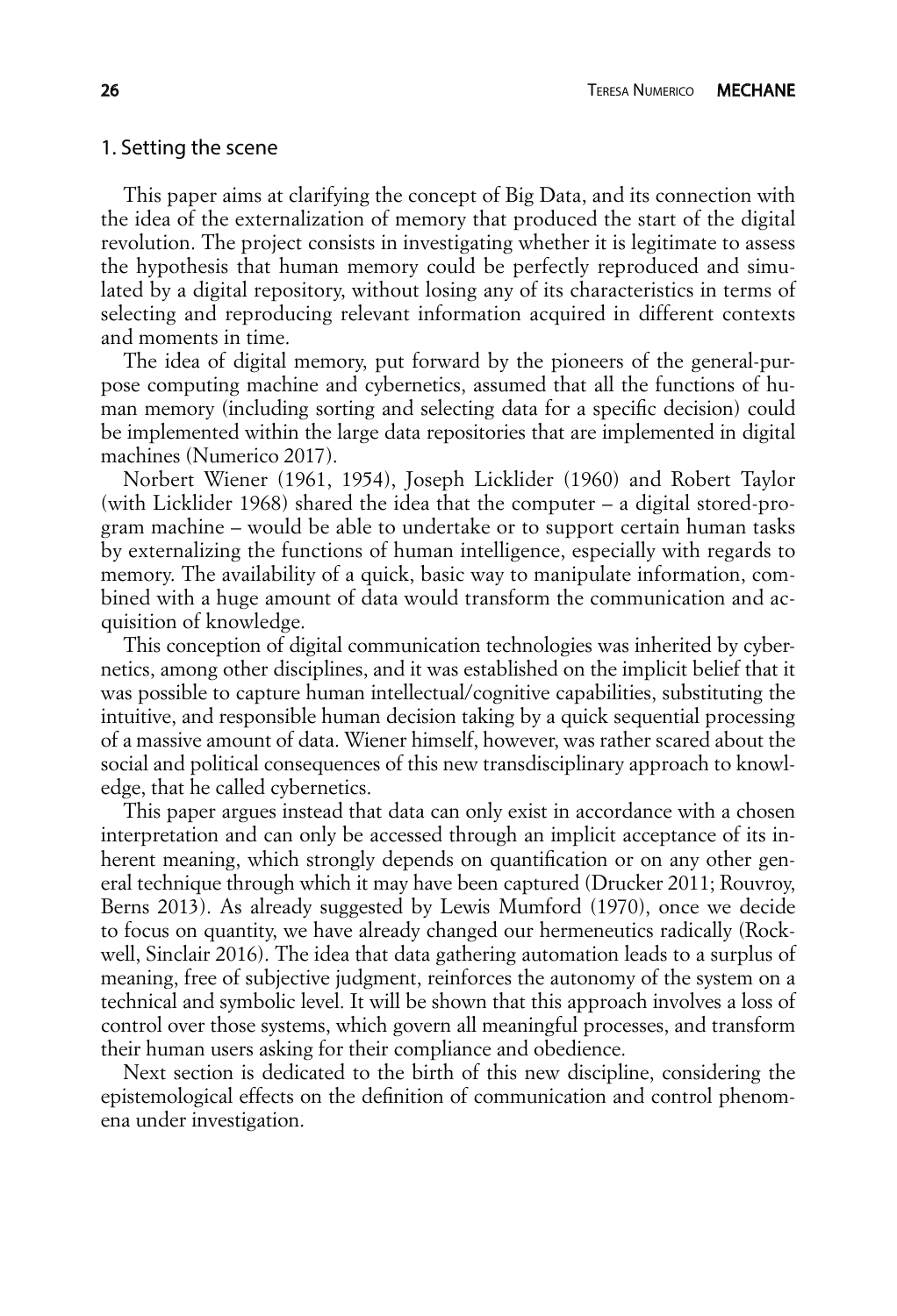## 1. Setting the scene

This paper aims at clarifying the concept of Big Data, and its connection with the idea of the externalization of memory that produced the start of the digital revolution. The project consists in investigating whether it is legitimate to assess the hypothesis that human memory could be perfectly reproduced and simulated by a digital repository, without losing any of its characteristics in terms of selecting and reproducing relevant information acquired in different contexts and moments in time.

The idea of digital memory, put forward by the pioneers of the general-purpose computing machine and cybernetics, assumed that all the functions of human memory (including sorting and selecting data for a specific decision) could be implemented within the large data repositories that are implemented in digital machines (Numerico 2017).

Norbert Wiener (1961, 1954), Joseph Licklider (1960) and Robert Taylor (with Licklider 1968) shared the idea that the computer – a digital stored-program machine – would be able to undertake or to support certain human tasks by externalizing the functions of human intelligence, especially with regards to memory. The availability of a quick, basic way to manipulate information, combined with a huge amount of data would transform the communication and acquisition of knowledge.

This conception of digital communication technologies was inherited by cybernetics, among other disciplines, and it was established on the implicit belief that it was possible to capture human intellectual/cognitive capabilities, substituting the intuitive, and responsible human decision taking by a quick sequential processing of a massive amount of data. Wiener himself, however, was rather scared about the social and political consequences of this new transdisciplinary approach to knowledge, that he called cybernetics.

This paper argues instead that data can only exist in accordance with a chosen interpretation and can only be accessed through an implicit acceptance of its inherent meaning, which strongly depends on quantification or on any other general technique through which it may have been captured (Drucker 2011; Rouvroy, Berns 2013). As already suggested by Lewis Mumford (1970), once we decide to focus on quantity, we have already changed our hermeneutics radically (Rockwell, Sinclair 2016). The idea that data gathering automation leads to a surplus of meaning, free of subjective judgment, reinforces the autonomy of the system on a technical and symbolic level. It will be shown that this approach involves a loss of control over those systems, which govern all meaningful processes, and transform their human users asking for their compliance and obedience.

Next section is dedicated to the birth of this new discipline, considering the epistemological effects on the definition of communication and control phenomena under investigation.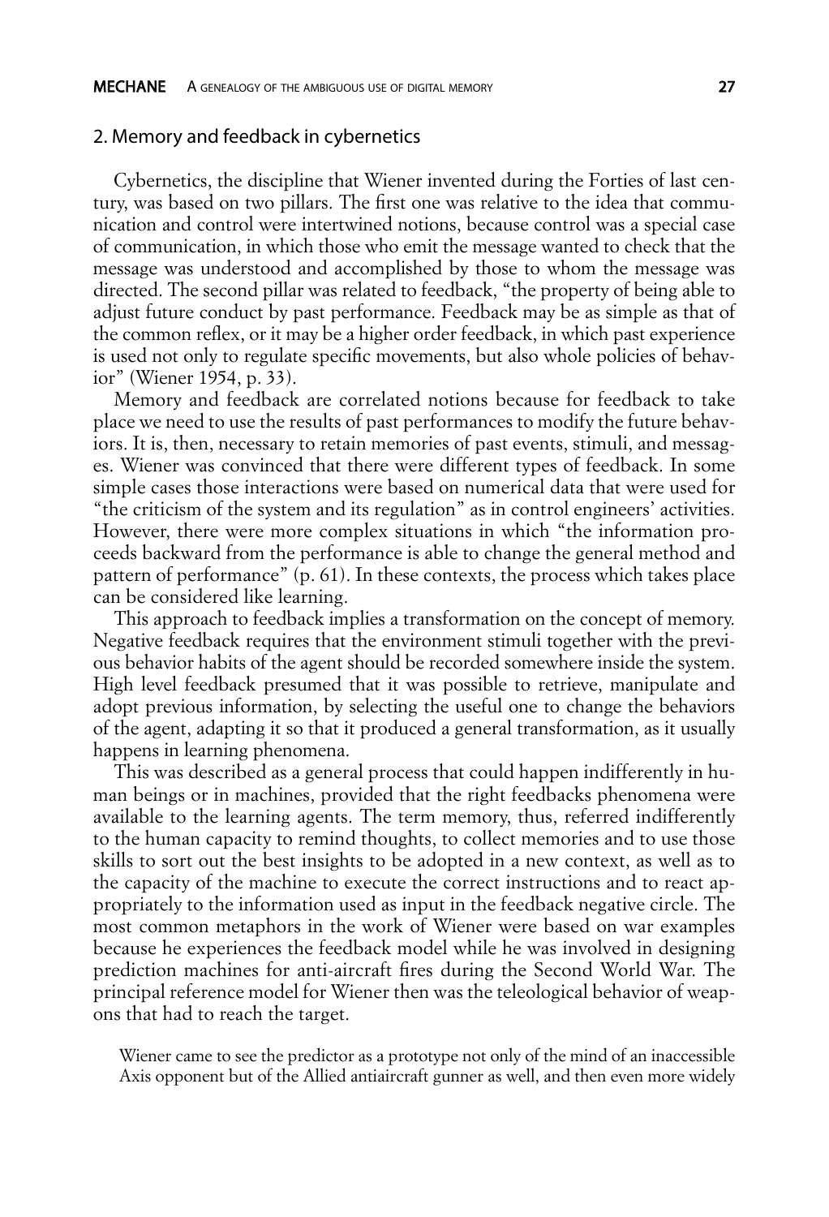## 2. Memory and feedback in cybernetics

Cybernetics, the discipline that Wiener invented during the Forties of last century, was based on two pillars. The first one was relative to the idea that communication and control were intertwined notions, because control was a special case of communication, in which those who emit the message wanted to check that the message was understood and accomplished by those to whom the message was directed. The second pillar was related to feedback, "the property of being able to adjust future conduct by past performance. Feedback may be as simple as that of the common reflex, or it may be a higher order feedback, in which past experience is used not only to regulate specific movements, but also whole policies of behavior" (Wiener 1954, p. 33).

Memory and feedback are correlated notions because for feedback to take place we need to use the results of past performances to modify the future behaviors. It is, then, necessary to retain memories of past events, stimuli, and messages. Wiener was convinced that there were different types of feedback. In some simple cases those interactions were based on numerical data that were used for "the criticism of the system and its regulation" as in control engineers' activities. However, there were more complex situations in which "the information proceeds backward from the performance is able to change the general method and pattern of performance" (p. 61). In these contexts, the process which takes place can be considered like learning.

This approach to feedback implies a transformation on the concept of memory. Negative feedback requires that the environment stimuli together with the previous behavior habits of the agent should be recorded somewhere inside the system. High level feedback presumed that it was possible to retrieve, manipulate and adopt previous information, by selecting the useful one to change the behaviors of the agent, adapting it so that it produced a general transformation, as it usually happens in learning phenomena.

This was described as a general process that could happen indifferently in human beings or in machines, provided that the right feedbacks phenomena were available to the learning agents. The term memory, thus, referred indifferently to the human capacity to remind thoughts, to collect memories and to use those skills to sort out the best insights to be adopted in a new context, as well as to the capacity of the machine to execute the correct instructions and to react appropriately to the information used as input in the feedback negative circle. The most common metaphors in the work of Wiener were based on war examples because he experiences the feedback model while he was involved in designing prediction machines for anti-aircraft fires during the Second World War. The principal reference model for Wiener then was the teleological behavior of weapons that had to reach the target.

> Wiener came to see the predictor as a prototype not only of the mind of an inaccessible Axis opponent but of the Allied antiaircraft gunner as well, and then even more widely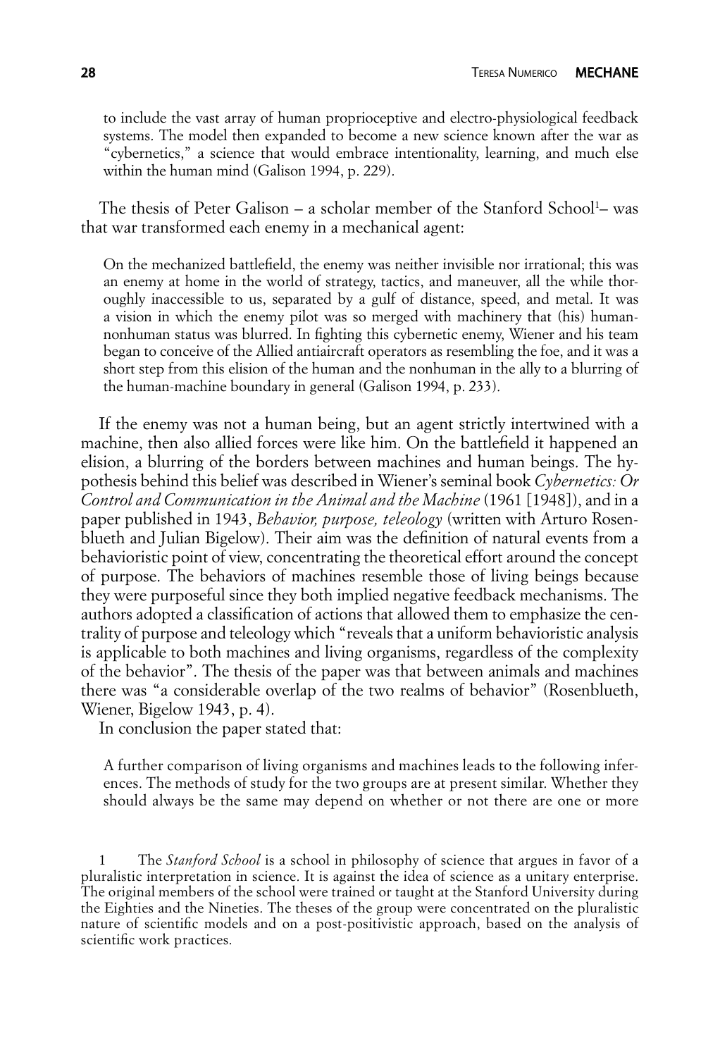> to include the vast array of human proprioceptive and electro-physiological feedback systems. The model then expanded to become a new science known after the war as "cybernetics," a science that would embrace intentionality, learning, and much else within the human mind (Galison 1994, p. 229).

The thesis of Peter Galison – a scholar member of the Stanford School[1]– was that war transformed each enemy in a mechanical agent:

> On the mechanized battlefield, the enemy was neither invisible nor irrational; this was an enemy at home in the world of strategy, tactics, and maneuver, all the while thoroughly inaccessible to us, separated by a gulf of distance, speed, and metal. It was a vision in which the enemy pilot was so merged with machinery that (his) human-nonhuman status was blurred. In fighting this cybernetic enemy, Wiener and his team began to conceive of the Allied antiaircraft operators as resembling the foe, and it was a short step from this elision of the human and the nonhuman in the ally to a blurring of the human-machine boundary in general (Galison 1994, p. 233).

If the enemy was not a human being, but an agent strictly intertwined with a machine, then also allied forces were like him. On the battlefield it happened an elision, a blurring of the borders between machines and human beings. The hypothesis behind this belief was described in Wiener's seminal book *Cybernetics: Or Control and Communication in the Animal and the Machine* (1961 [1948]), and in a paper published in 1943, *Behavior, purpose, teleology* (written with Arturo Rosenblueth and Julian Bigelow). Their aim was the definition of natural events from a behavioristic point of view, concentrating the theoretical effort around the concept of purpose. The behaviors of machines resemble those of living beings because they were purposeful since they both implied negative feedback mechanisms. The authors adopted a classification of actions that allowed them to emphasize the centrality of purpose and teleology which "reveals that a uniform behavioristic analysis is applicable to both machines and living organisms, regardless of the complexity of the behavior". The thesis of the paper was that between animals and machines there was "a considerable overlap of the two realms of behavior" (Rosenblueth, Wiener, Bigelow 1943, p. 4).

In conclusion the paper stated that:

> A further comparison of living organisms and machines leads to the following inferences. The methods of study for the two groups are at present similar. Whether they should always be the same may depend on whether or not there are one or more

[1] The *Stanford School* is a school in philosophy of science that argues in favor of a pluralistic interpretation in science. It is against the idea of science as a unitary enterprise. The original members of the school were trained or taught at the Stanford University during the Eighties and the Nineties. The theses of the group were concentrated on the pluralistic nature of scientific models and on a post-positivistic approach, based on the analysis of scientific work practices.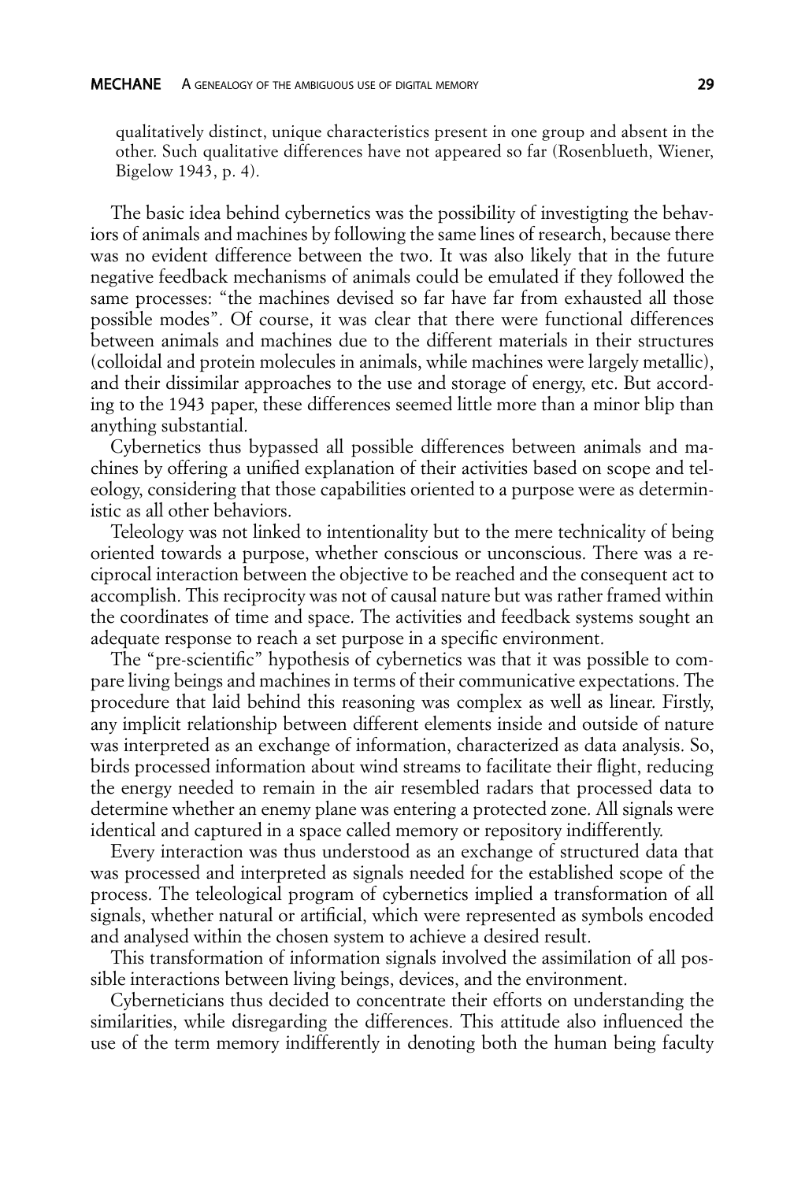qualitatively distinct, unique characteristics present in one group and absent in the other. Such qualitative differences have not appeared so far (Rosenblueth, Wiener, Bigelow 1943, p. 4).

The basic idea behind cybernetics was the possibility of investigting the behaviors of animals and machines by following the same lines of research, because there was no evident difference between the two. It was also likely that in the future negative feedback mechanisms of animals could be emulated if they followed the same processes: "the machines devised so far have far from exhausted all those possible modes". Of course, it was clear that there were functional differences between animals and machines due to the different materials in their structures (colloidal and protein molecules in animals, while machines were largely metallic), and their dissimilar approaches to the use and storage of energy, etc. But according to the 1943 paper, these differences seemed little more than a minor blip than anything substantial.

Cybernetics thus bypassed all possible differences between animals and machines by offering a unified explanation of their activities based on scope and teleology, considering that those capabilities oriented to a purpose were as deterministic as all other behaviors.

Teleology was not linked to intentionality but to the mere technicality of being oriented towards a purpose, whether conscious or unconscious. There was a reciprocal interaction between the objective to be reached and the consequent act to accomplish. This reciprocity was not of causal nature but was rather framed within the coordinates of time and space. The activities and feedback systems sought an adequate response to reach a set purpose in a specific environment.

The "pre-scientific" hypothesis of cybernetics was that it was possible to compare living beings and machines in terms of their communicative expectations. The procedure that laid behind this reasoning was complex as well as linear. Firstly, any implicit relationship between different elements inside and outside of nature was interpreted as an exchange of information, characterized as data analysis. So, birds processed information about wind streams to facilitate their flight, reducing the energy needed to remain in the air resembled radars that processed data to determine whether an enemy plane was entering a protected zone. All signals were identical and captured in a space called memory or repository indifferently.

Every interaction was thus understood as an exchange of structured data that was processed and interpreted as signals needed for the established scope of the process. The teleological program of cybernetics implied a transformation of all signals, whether natural or artificial, which were represented as symbols encoded and analysed within the chosen system to achieve a desired result.

This transformation of information signals involved the assimilation of all possible interactions between living beings, devices, and the environment.

Cyberneticians thus decided to concentrate their efforts on understanding the similarities, while disregarding the differences. This attitude also influenced the use of the term memory indifferently in denoting both the human being faculty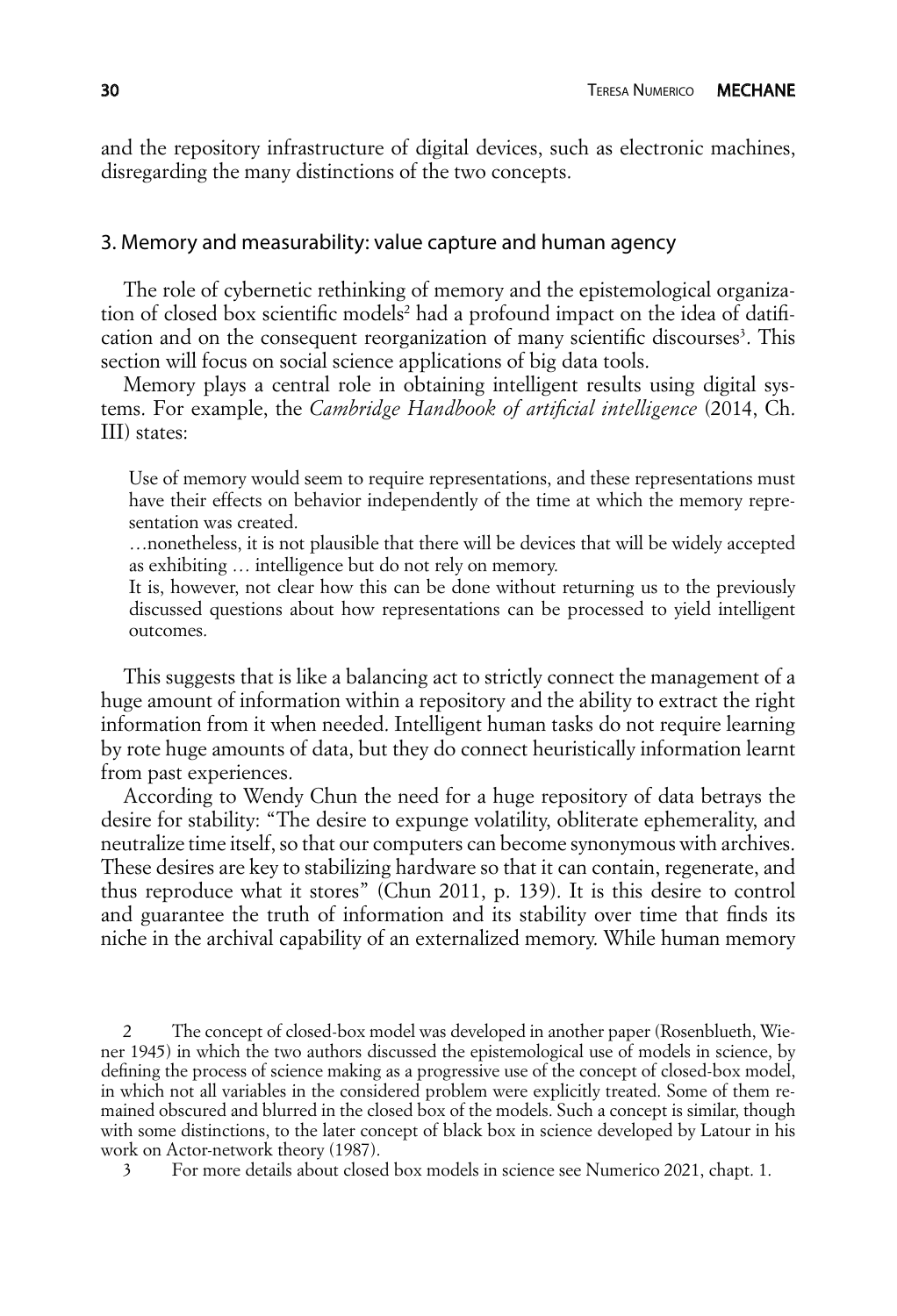and the repository infrastructure of digital devices, such as electronic machines, disregarding the many distinctions of the two concepts.

## 3. Memory and measurability: value capture and human agency

The role of cybernetic rethinking of memory and the epistemological organization of closed box scientific models[2] had a profound impact on the idea of datification and on the consequent reorganization of many scientific discourses[3]. This section will focus on social science applications of big data tools.

Memory plays a central role in obtaining intelligent results using digital systems. For example, the *Cambridge Handbook of artificial intelligence* (2014, Ch. III) states:

> Use of memory would seem to require representations, and these representations must have their effects on behavior independently of the time at which the memory representation was created.
>
> …nonetheless, it is not plausible that there will be devices that will be widely accepted as exhibiting … intelligence but do not rely on memory.
>
> It is, however, not clear how this can be done without returning us to the previously discussed questions about how representations can be processed to yield intelligent outcomes.

This suggests that is like a balancing act to strictly connect the management of a huge amount of information within a repository and the ability to extract the right information from it when needed. Intelligent human tasks do not require learning by rote huge amounts of data, but they do connect heuristically information learnt from past experiences.

According to Wendy Chun the need for a huge repository of data betrays the desire for stability: "The desire to expunge volatility, obliterate ephemerality, and neutralize time itself, so that our computers can become synonymous with archives. These desires are key to stabilizing hardware so that it can contain, regenerate, and thus reproduce what it stores" (Chun 2011, p. 139). It is this desire to control and guarantee the truth of information and its stability over time that finds its niche in the archival capability of an externalized memory. While human memory

2 The concept of closed-box model was developed in another paper (Rosenblueth, Wiener 1945) in which the two authors discussed the epistemological use of models in science, by defining the process of science making as a progressive use of the concept of closed-box model, in which not all variables in the considered problem were explicitly treated. Some of them remained obscured and blurred in the closed box of the models. Such a concept is similar, though with some distinctions, to the later concept of black box in science developed by Latour in his work on Actor-network theory (1987).

3 For more details about closed box models in science see Numerico 2021, chapt. 1.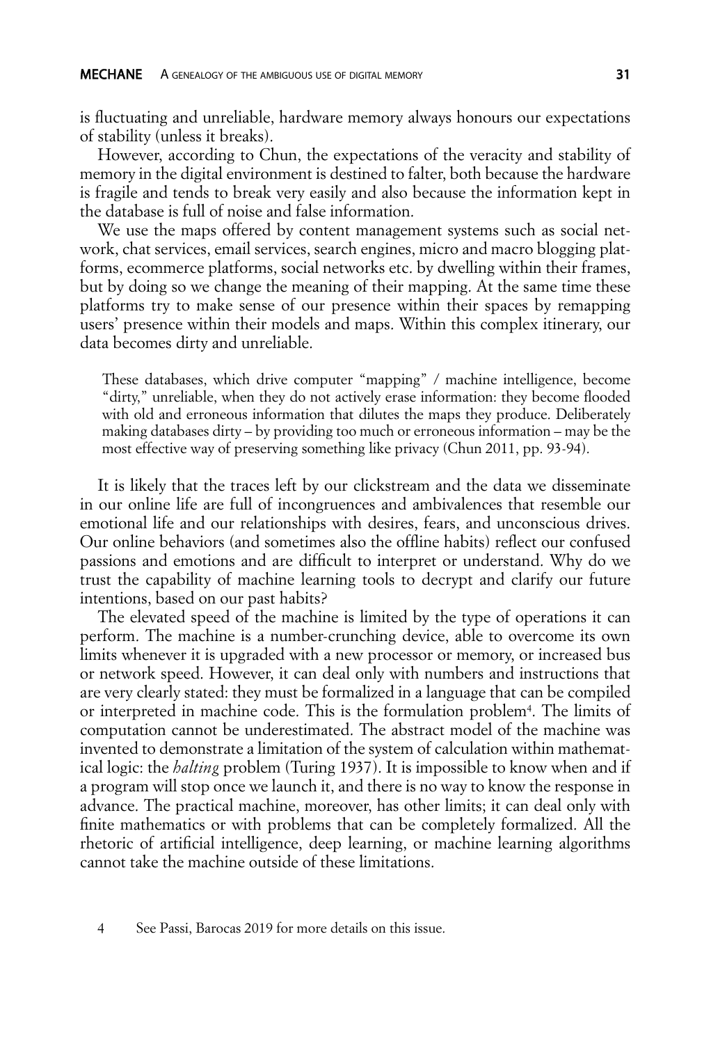is fluctuating and unreliable, hardware memory always honours our expectations of stability (unless it breaks).

However, according to Chun, the expectations of the veracity and stability of memory in the digital environment is destined to falter, both because the hardware is fragile and tends to break very easily and also because the information kept in the database is full of noise and false information.

We use the maps offered by content management systems such as social network, chat services, email services, search engines, micro and macro blogging platforms, ecommerce platforms, social networks etc. by dwelling within their frames, but by doing so we change the meaning of their mapping. At the same time these platforms try to make sense of our presence within their spaces by remapping users' presence within their models and maps. Within this complex itinerary, our data becomes dirty and unreliable.

> These databases, which drive computer "mapping" / machine intelligence, become "dirty," unreliable, when they do not actively erase information: they become flooded with old and erroneous information that dilutes the maps they produce. Deliberately making databases dirty – by providing too much or erroneous information – may be the most effective way of preserving something like privacy (Chun 2011, pp. 93-94).

It is likely that the traces left by our clickstream and the data we disseminate in our online life are full of incongruences and ambivalences that resemble our emotional life and our relationships with desires, fears, and unconscious drives. Our online behaviors (and sometimes also the offline habits) reflect our confused passions and emotions and are difficult to interpret or understand. Why do we trust the capability of machine learning tools to decrypt and clarify our future intentions, based on our past habits?

The elevated speed of the machine is limited by the type of operations it can perform. The machine is a number-crunching device, able to overcome its own limits whenever it is upgraded with a new processor or memory, or increased bus or network speed. However, it can deal only with numbers and instructions that are very clearly stated: they must be formalized in a language that can be compiled or interpreted in machine code. This is the formulation problem[4]. The limits of computation cannot be underestimated. The abstract model of the machine was invented to demonstrate a limitation of the system of calculation within mathematical logic: the *halting* problem (Turing 1937). It is impossible to know when and if a program will stop once we launch it, and there is no way to know the response in advance. The practical machine, moreover, has other limits; it can deal only with finite mathematics or with problems that can be completely formalized. All the rhetoric of artificial intelligence, deep learning, or machine learning algorithms cannot take the machine outside of these limitations.

4 See Passi, Barocas 2019 for more details on this issue.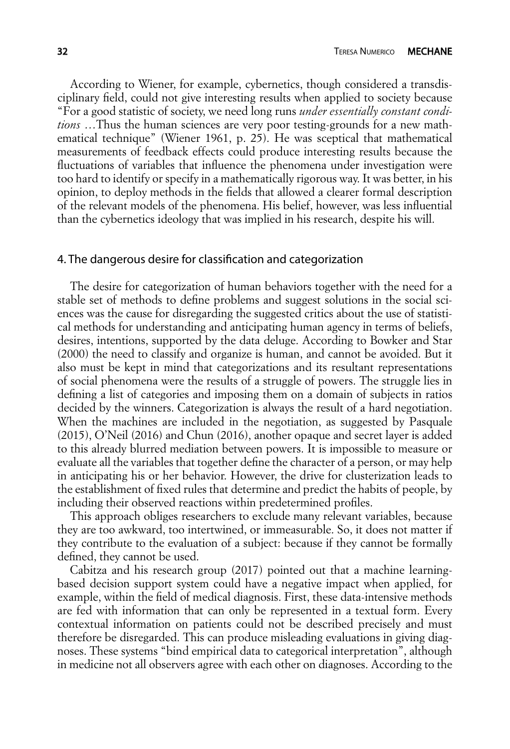According to Wiener, for example, cybernetics, though considered a transdisciplinary field, could not give interesting results when applied to society because "For a good statistic of society, we need long runs *under essentially constant conditions* …Thus the human sciences are very poor testing-grounds for a new mathematical technique" (Wiener 1961, p. 25). He was sceptical that mathematical measurements of feedback effects could produce interesting results because the fluctuations of variables that influence the phenomena under investigation were too hard to identify or specify in a mathematically rigorous way. It was better, in his opinion, to deploy methods in the fields that allowed a clearer formal description of the relevant models of the phenomena. His belief, however, was less influential than the cybernetics ideology that was implied in his research, despite his will.

## 4. The dangerous desire for classification and categorization

The desire for categorization of human behaviors together with the need for a stable set of methods to define problems and suggest solutions in the social sciences was the cause for disregarding the suggested critics about the use of statistical methods for understanding and anticipating human agency in terms of beliefs, desires, intentions, supported by the data deluge. According to Bowker and Star (2000) the need to classify and organize is human, and cannot be avoided. But it also must be kept in mind that categorizations and its resultant representations of social phenomena were the results of a struggle of powers. The struggle lies in defining a list of categories and imposing them on a domain of subjects in ratios decided by the winners. Categorization is always the result of a hard negotiation. When the machines are included in the negotiation, as suggested by Pasquale (2015), O'Neil (2016) and Chun (2016), another opaque and secret layer is added to this already blurred mediation between powers. It is impossible to measure or evaluate all the variables that together define the character of a person, or may help in anticipating his or her behavior. However, the drive for clusterization leads to the establishment of fixed rules that determine and predict the habits of people, by including their observed reactions within predetermined profiles.

This approach obliges researchers to exclude many relevant variables, because they are too awkward, too intertwined, or immeasurable. So, it does not matter if they contribute to the evaluation of a subject: because if they cannot be formally defined, they cannot be used.

Cabitza and his research group (2017) pointed out that a machine learning-based decision support system could have a negative impact when applied, for example, within the field of medical diagnosis. First, these data-intensive methods are fed with information that can only be represented in a textual form. Every contextual information on patients could not be described precisely and must therefore be disregarded. This can produce misleading evaluations in giving diagnoses. These systems "bind empirical data to categorical interpretation", although in medicine not all observers agree with each other on diagnoses. According to the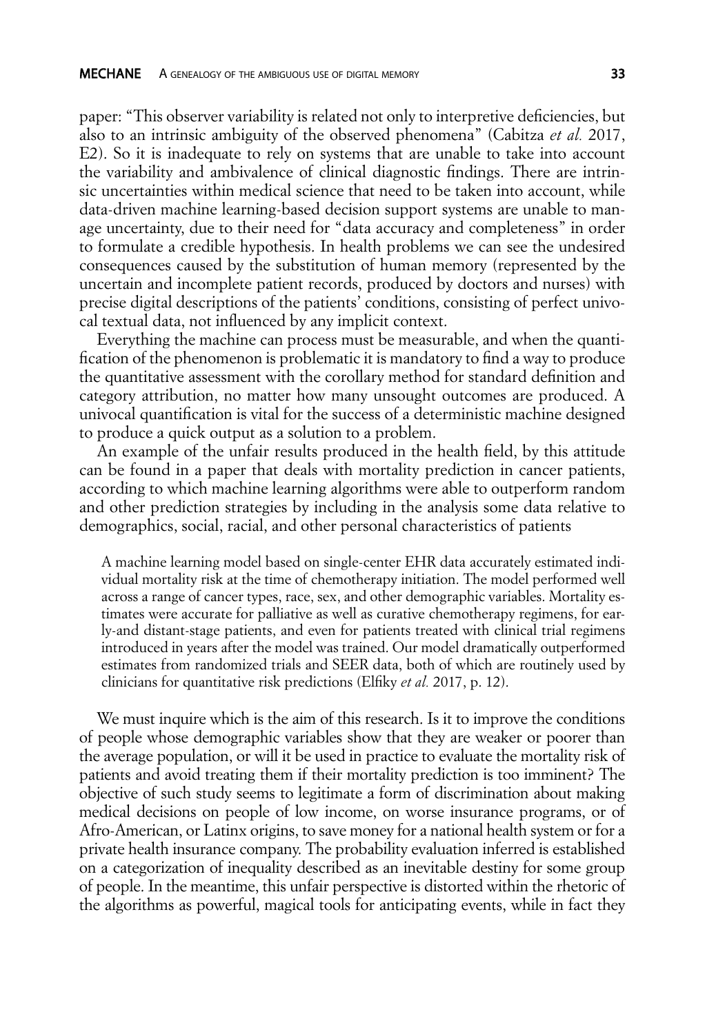paper: "This observer variability is related not only to interpretive deficiencies, but also to an intrinsic ambiguity of the observed phenomena" (Cabitza *et al.* 2017, E2). So it is inadequate to rely on systems that are unable to take into account the variability and ambivalence of clinical diagnostic findings. There are intrinsic uncertainties within medical science that need to be taken into account, while data-driven machine learning-based decision support systems are unable to manage uncertainty, due to their need for "data accuracy and completeness" in order to formulate a credible hypothesis. In health problems we can see the undesired consequences caused by the substitution of human memory (represented by the uncertain and incomplete patient records, produced by doctors and nurses) with precise digital descriptions of the patients' conditions, consisting of perfect univocal textual data, not influenced by any implicit context.

Everything the machine can process must be measurable, and when the quantification of the phenomenon is problematic it is mandatory to find a way to produce the quantitative assessment with the corollary method for standard definition and category attribution, no matter how many unsought outcomes are produced. A univocal quantification is vital for the success of a deterministic machine designed to produce a quick output as a solution to a problem.

An example of the unfair results produced in the health field, by this attitude can be found in a paper that deals with mortality prediction in cancer patients, according to which machine learning algorithms were able to outperform random and other prediction strategies by including in the analysis some data relative to demographics, social, racial, and other personal characteristics of patients

> A machine learning model based on single-center EHR data accurately estimated individual mortality risk at the time of chemotherapy initiation. The model performed well across a range of cancer types, race, sex, and other demographic variables. Mortality estimates were accurate for palliative as well as curative chemotherapy regimens, for early-and distant-stage patients, and even for patients treated with clinical trial regimens introduced in years after the model was trained. Our model dramatically outperformed estimates from randomized trials and SEER data, both of which are routinely used by clinicians for quantitative risk predictions (Elfiky *et al.* 2017, p. 12).

We must inquire which is the aim of this research. Is it to improve the conditions of people whose demographic variables show that they are weaker or poorer than the average population, or will it be used in practice to evaluate the mortality risk of patients and avoid treating them if their mortality prediction is too imminent? The objective of such study seems to legitimate a form of discrimination about making medical decisions on people of low income, on worse insurance programs, or of Afro-American, or Latinx origins, to save money for a national health system or for a private health insurance company. The probability evaluation inferred is established on a categorization of inequality described as an inevitable destiny for some group of people. In the meantime, this unfair perspective is distorted within the rhetoric of the algorithms as powerful, magical tools for anticipating events, while in fact they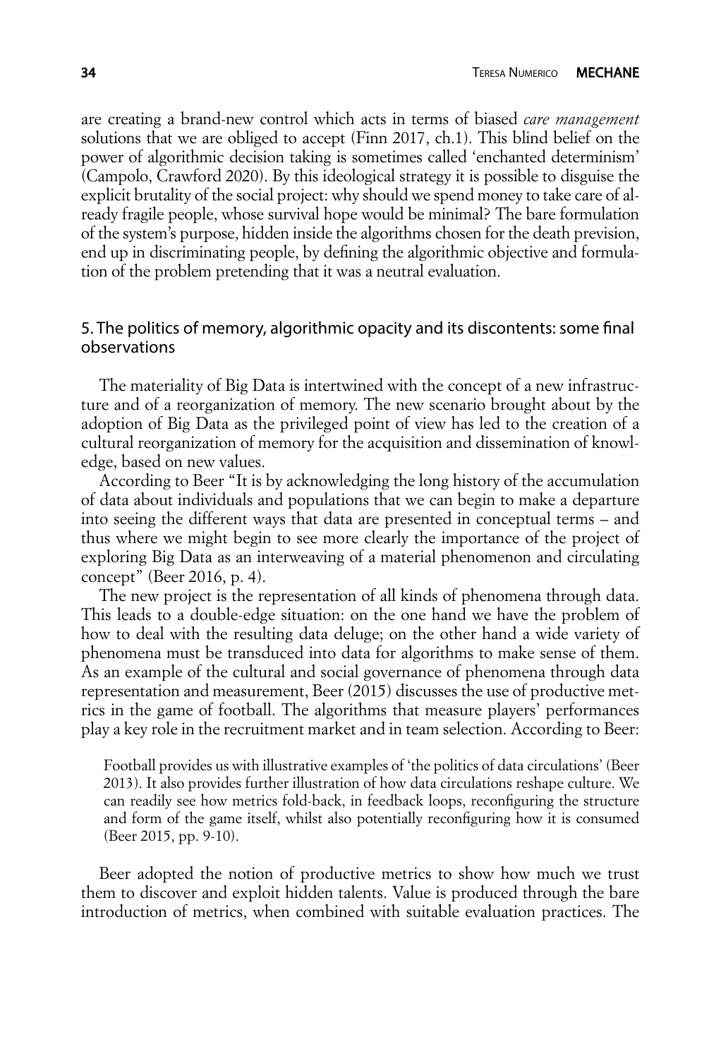are creating a brand-new control which acts in terms of biased *care management* solutions that we are obliged to accept (Finn 2017, ch.1). This blind belief on the power of algorithmic decision taking is sometimes called 'enchanted determinism' (Campolo, Crawford 2020). By this ideological strategy it is possible to disguise the explicit brutality of the social project: why should we spend money to take care of already fragile people, whose survival hope would be minimal? The bare formulation of the system's purpose, hidden inside the algorithms chosen for the death prevision, end up in discriminating people, by defining the algorithmic objective and formulation of the problem pretending that it was a neutral evaluation.

## 5. The politics of memory, algorithmic opacity and its discontents: some final observations

The materiality of Big Data is intertwined with the concept of a new infrastructure and of a reorganization of memory. The new scenario brought about by the adoption of Big Data as the privileged point of view has led to the creation of a cultural reorganization of memory for the acquisition and dissemination of knowledge, based on new values.

According to Beer "It is by acknowledging the long history of the accumulation of data about individuals and populations that we can begin to make a departure into seeing the different ways that data are presented in conceptual terms – and thus where we might begin to see more clearly the importance of the project of exploring Big Data as an interweaving of a material phenomenon and circulating concept" (Beer 2016, p. 4).

The new project is the representation of all kinds of phenomena through data. This leads to a double-edge situation: on the one hand we have the problem of how to deal with the resulting data deluge; on the other hand a wide variety of phenomena must be transduced into data for algorithms to make sense of them. As an example of the cultural and social governance of phenomena through data representation and measurement, Beer (2015) discusses the use of productive metrics in the game of football. The algorithms that measure players' performances play a key role in the recruitment market and in team selection. According to Beer:

> Football provides us with illustrative examples of 'the politics of data circulations' (Beer 2013). It also provides further illustration of how data circulations reshape culture. We can readily see how metrics fold-back, in feedback loops, reconfiguring the structure and form of the game itself, whilst also potentially reconfiguring how it is consumed (Beer 2015, pp. 9-10).

Beer adopted the notion of productive metrics to show how much we trust them to discover and exploit hidden talents. Value is produced through the bare introduction of metrics, when combined with suitable evaluation practices. The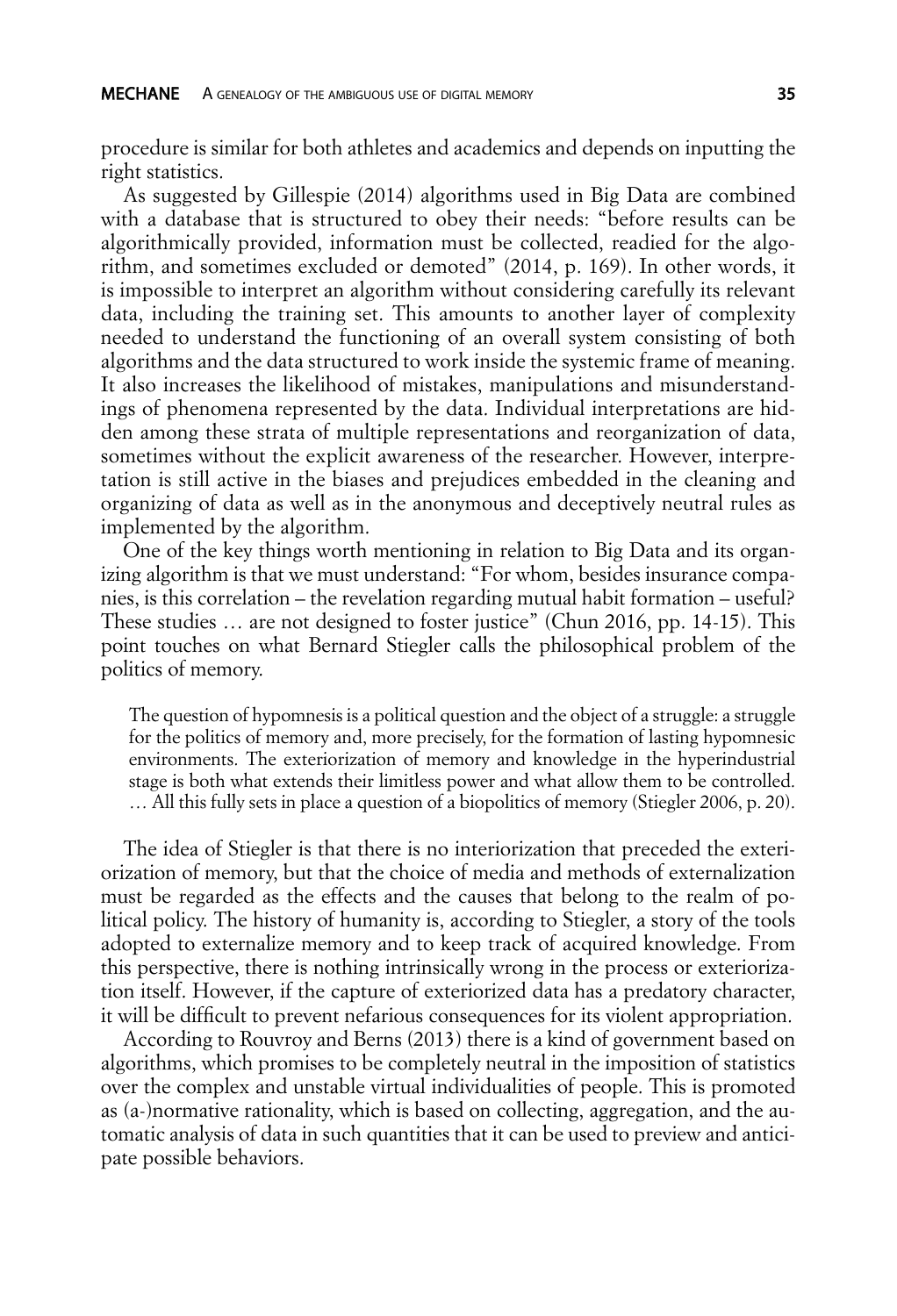procedure is similar for both athletes and academics and depends on inputting the right statistics.

As suggested by Gillespie (2014) algorithms used in Big Data are combined with a database that is structured to obey their needs: "before results can be algorithmically provided, information must be collected, readied for the algorithm, and sometimes excluded or demoted" (2014, p. 169). In other words, it is impossible to interpret an algorithm without considering carefully its relevant data, including the training set. This amounts to another layer of complexity needed to understand the functioning of an overall system consisting of both algorithms and the data structured to work inside the systemic frame of meaning. It also increases the likelihood of mistakes, manipulations and misunderstandings of phenomena represented by the data. Individual interpretations are hidden among these strata of multiple representations and reorganization of data, sometimes without the explicit awareness of the researcher. However, interpretation is still active in the biases and prejudices embedded in the cleaning and organizing of data as well as in the anonymous and deceptively neutral rules as implemented by the algorithm.

One of the key things worth mentioning in relation to Big Data and its organizing algorithm is that we must understand: "For whom, besides insurance companies, is this correlation – the revelation regarding mutual habit formation – useful? These studies … are not designed to foster justice" (Chun 2016, pp. 14-15). This point touches on what Bernard Stiegler calls the philosophical problem of the politics of memory.

> The question of hypomnesis is a political question and the object of a struggle: a struggle for the politics of memory and, more precisely, for the formation of lasting hypomnesic environments. The exteriorization of memory and knowledge in the hyperindustrial stage is both what extends their limitless power and what allow them to be controlled. … All this fully sets in place a question of a biopolitics of memory (Stiegler 2006, p. 20).

The idea of Stiegler is that there is no interiorization that preceded the exteriorization of memory, but that the choice of media and methods of externalization must be regarded as the effects and the causes that belong to the realm of political policy. The history of humanity is, according to Stiegler, a story of the tools adopted to externalize memory and to keep track of acquired knowledge. From this perspective, there is nothing intrinsically wrong in the process or exteriorization itself. However, if the capture of exteriorized data has a predatory character, it will be difficult to prevent nefarious consequences for its violent appropriation.

According to Rouvroy and Berns (2013) there is a kind of government based on algorithms, which promises to be completely neutral in the imposition of statistics over the complex and unstable virtual individualities of people. This is promoted as (a-)normative rationality, which is based on collecting, aggregation, and the automatic analysis of data in such quantities that it can be used to preview and anticipate possible behaviors.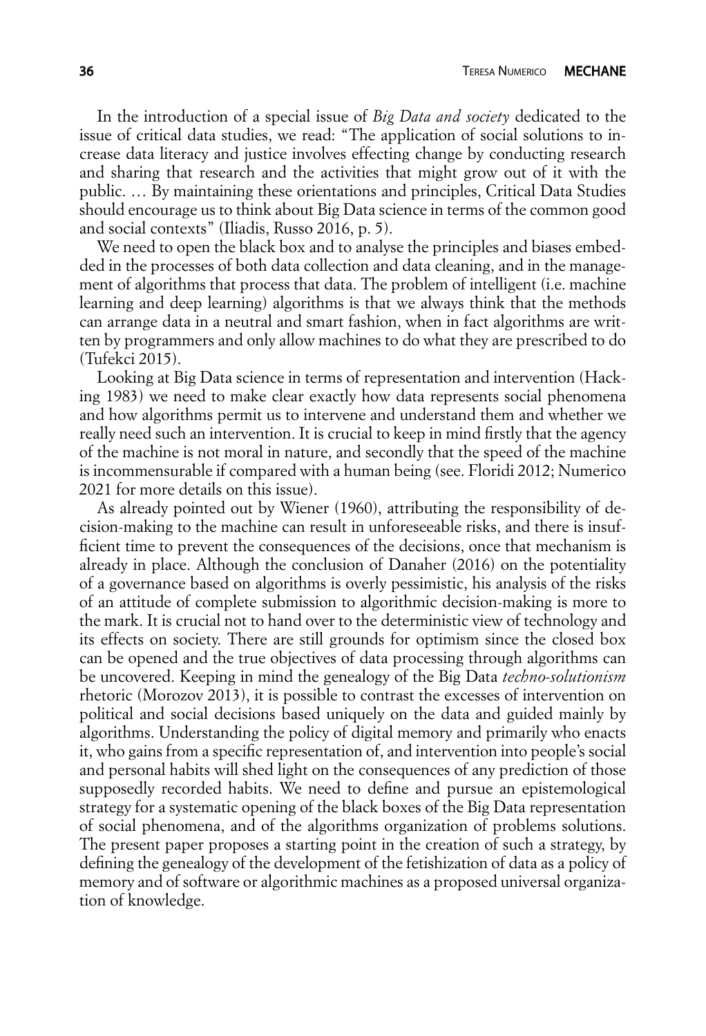In the introduction of a special issue of *Big Data and society* dedicated to the issue of critical data studies, we read: "The application of social solutions to increase data literacy and justice involves effecting change by conducting research and sharing that research and the activities that might grow out of it with the public. … By maintaining these orientations and principles, Critical Data Studies should encourage us to think about Big Data science in terms of the common good and social contexts" (Iliadis, Russo 2016, p. 5).

We need to open the black box and to analyse the principles and biases embedded in the processes of both data collection and data cleaning, and in the management of algorithms that process that data. The problem of intelligent (i.e. machine learning and deep learning) algorithms is that we always think that the methods can arrange data in a neutral and smart fashion, when in fact algorithms are written by programmers and only allow machines to do what they are prescribed to do (Tufekci 2015).

Looking at Big Data science in terms of representation and intervention (Hacking 1983) we need to make clear exactly how data represents social phenomena and how algorithms permit us to intervene and understand them and whether we really need such an intervention. It is crucial to keep in mind firstly that the agency of the machine is not moral in nature, and secondly that the speed of the machine is incommensurable if compared with a human being (see. Floridi 2012; Numerico 2021 for more details on this issue).

As already pointed out by Wiener (1960), attributing the responsibility of decision-making to the machine can result in unforeseeable risks, and there is insufficient time to prevent the consequences of the decisions, once that mechanism is already in place. Although the conclusion of Danaher (2016) on the potentiality of a governance based on algorithms is overly pessimistic, his analysis of the risks of an attitude of complete submission to algorithmic decision-making is more to the mark. It is crucial not to hand over to the deterministic view of technology and its effects on society. There are still grounds for optimism since the closed box can be opened and the true objectives of data processing through algorithms can be uncovered. Keeping in mind the genealogy of the Big Data *techno-solutionism* rhetoric (Morozov 2013), it is possible to contrast the excesses of intervention on political and social decisions based uniquely on the data and guided mainly by algorithms. Understanding the policy of digital memory and primarily who enacts it, who gains from a specific representation of, and intervention into people's social and personal habits will shed light on the consequences of any prediction of those supposedly recorded habits. We need to define and pursue an epistemological strategy for a systematic opening of the black boxes of the Big Data representation of social phenomena, and of the algorithms organization of problems solutions. The present paper proposes a starting point in the creation of such a strategy, by defining the genealogy of the development of the fetishization of data as a policy of memory and of software or algorithmic machines as a proposed universal organization of knowledge.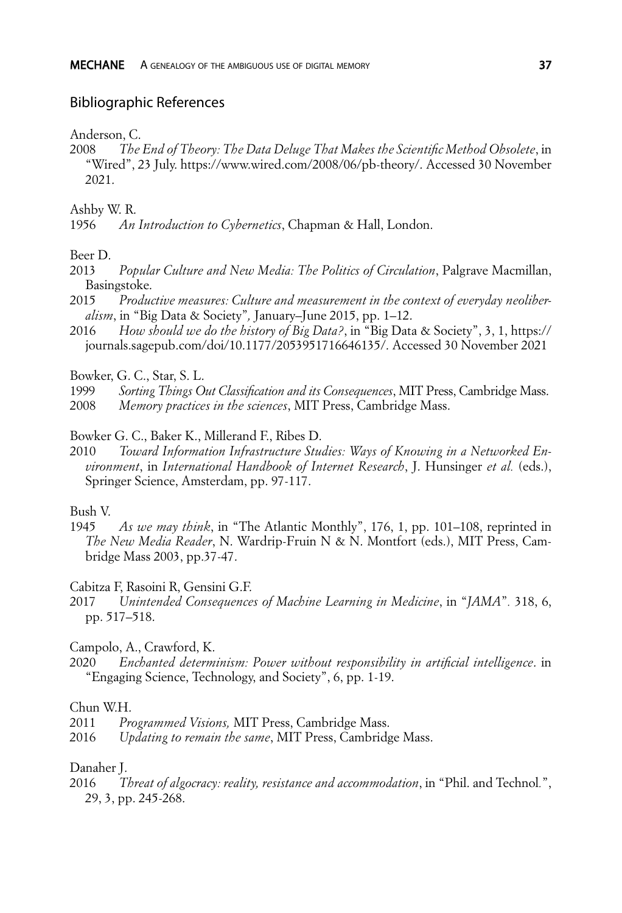## Bibliographic References

Anderson, C.

2008 *The End of Theory: The Data Deluge That Makes the Scientific Method Obsolete*, in "Wired", 23 July. https://www.wired.com/2008/06/pb-theory/. Accessed 30 November 2021.

Ashby W. R.

1956 *An Introduction to Cybernetics*, Chapman & Hall, London.

Beer D.

2013 *Popular Culture and New Media: The Politics of Circulation*, Palgrave Macmillan, Basingstoke.

2015 *Productive measures: Culture and measurement in the context of everyday neoliberalism*, in "Big Data & Society", January–June 2015, pp. 1–12.

2016 *How should we do the history of Big Data?*, in "Big Data & Society", 3, 1, https://journals.sagepub.com/doi/10.1177/2053951716646135/. Accessed 30 November 2021

Bowker, G. C., Star, S. L.

1999 *Sorting Things Out Classification and its Consequences*, MIT Press, Cambridge Mass.

2008 *Memory practices in the sciences*, MIT Press, Cambridge Mass.

Bowker G. C., Baker K., Millerand F., Ribes D.

2010 *Toward Information Infrastructure Studies: Ways of Knowing in a Networked Environment*, in *International Handbook of Internet Research*, J. Hunsinger *et al.* (eds.), Springer Science, Amsterdam, pp. 97-117.

Bush V.

1945 *As we may think*, in "The Atlantic Monthly", 176, 1, pp. 101–108, reprinted in *The New Media Reader*, N. Wardrip-Fruin N & N. Montfort (eds.), MIT Press, Cambridge Mass 2003, pp.37-47.

Cabitza F, Rasoini R, Gensini G.F.

2017 *Unintended Consequences of Machine Learning in Medicine*, in "*JAMA*". 318, 6, pp. 517–518.

Campolo, A., Crawford, K.

2020 *Enchanted determinism: Power without responsibility in artificial intelligence*. in "Engaging Science, Technology, and Society", 6, pp. 1-19.

Chun W.H.

2011 *Programmed Visions,* MIT Press, Cambridge Mass.

2016 *Updating to remain the same*, MIT Press, Cambridge Mass.

Danaher J.

2016 *Threat of algocracy: reality, resistance and accommodation*, in "Phil. and Technol.", 29, 3, pp. 245-268.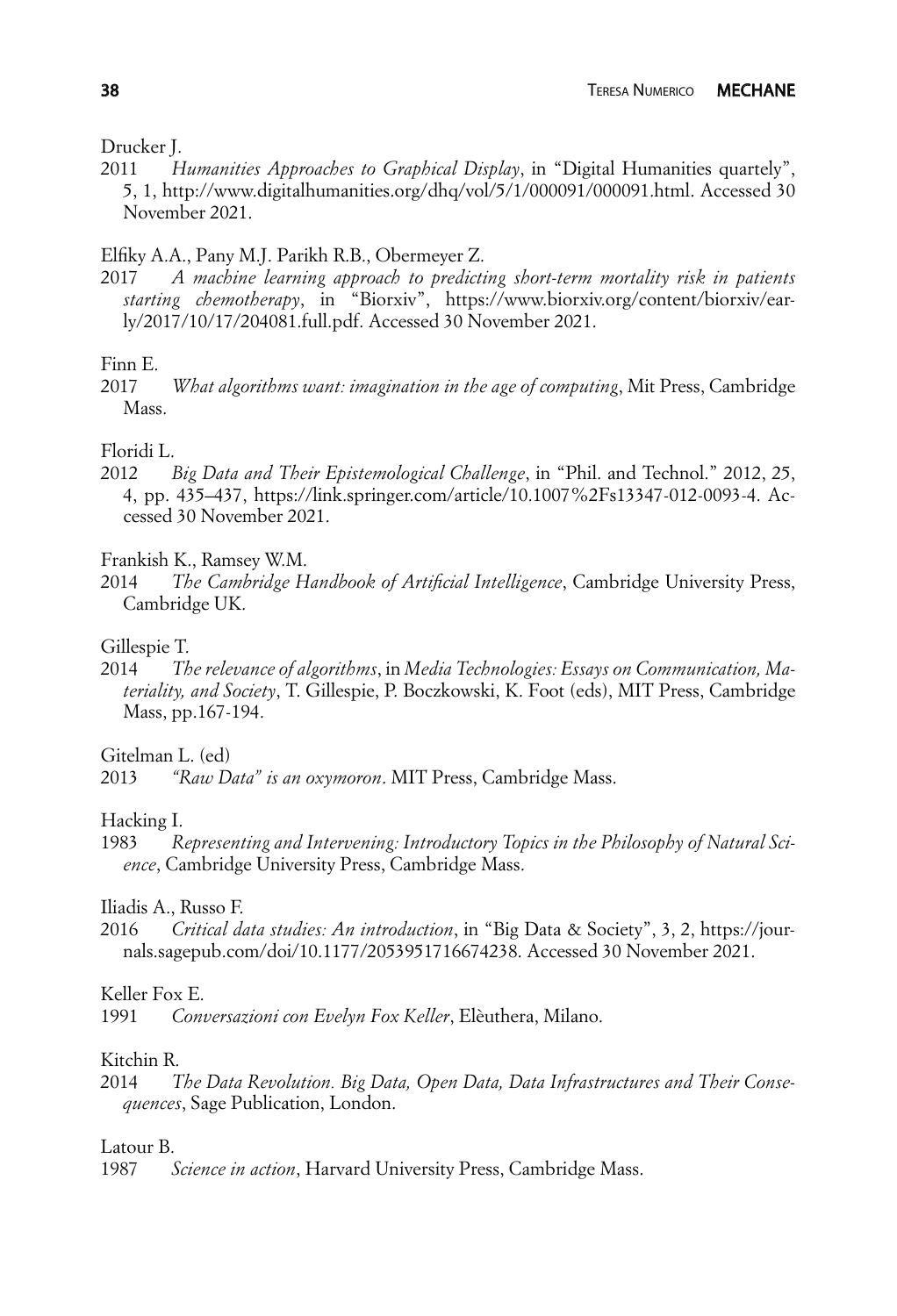Drucker J.

2011 *Humanities Approaches to Graphical Display*, in “Digital Humanities quartely”, 5, 1, http://www.digitalhumanities.org/dhq/vol/5/1/000091/000091.html. Accessed 30 November 2021.

Elfiky A.A., Pany M.J. Parikh R.B., Obermeyer Z.

2017 *A machine learning approach to predicting short-term mortality risk in patients starting chemotherapy*, in “Biorxiv”, https://www.biorxiv.org/content/biorxiv/early/2017/10/17/204081.full.pdf. Accessed 30 November 2021.

Finn E.

2017 *What algorithms want: imagination in the age of computing*, Mit Press, Cambridge Mass.

Floridi L.

2012 *Big Data and Their Epistemological Challenge*, in “Phil. and Technol.” 2012, 25, 4, pp. 435–437, https://link.springer.com/article/10.1007%2Fs13347-012-0093-4. Accessed 30 November 2021.

Frankish K., Ramsey W.M.

2014 *The Cambridge Handbook of Artificial Intelligence*, Cambridge University Press, Cambridge UK.

Gillespie T.

2014 *The relevance of algorithms*, in *Media Technologies: Essays on Communication, Materiality, and Society*, T. Gillespie, P. Boczkowski, K. Foot (eds), MIT Press, Cambridge Mass, pp.167-194.

Gitelman L. (ed)

2013 *“Raw Data” is an oxymoron*. MIT Press, Cambridge Mass.

Hacking I.

1983 *Representing and Intervening: Introductory Topics in the Philosophy of Natural Science*, Cambridge University Press, Cambridge Mass.

Iliadis A., Russo F.

2016 *Critical data studies: An introduction*, in “Big Data & Society”, 3, 2, https://journals.sagepub.com/doi/10.1177/2053951716674238. Accessed 30 November 2021.

Keller Fox E.

1991 *Conversazioni con Evelyn Fox Keller*, Elèuthera, Milano.

Kitchin R.

2014 *The Data Revolution. Big Data, Open Data, Data Infrastructures and Their Consequences*, Sage Publication, London.

Latour B.

1987 *Science in action*, Harvard University Press, Cambridge Mass.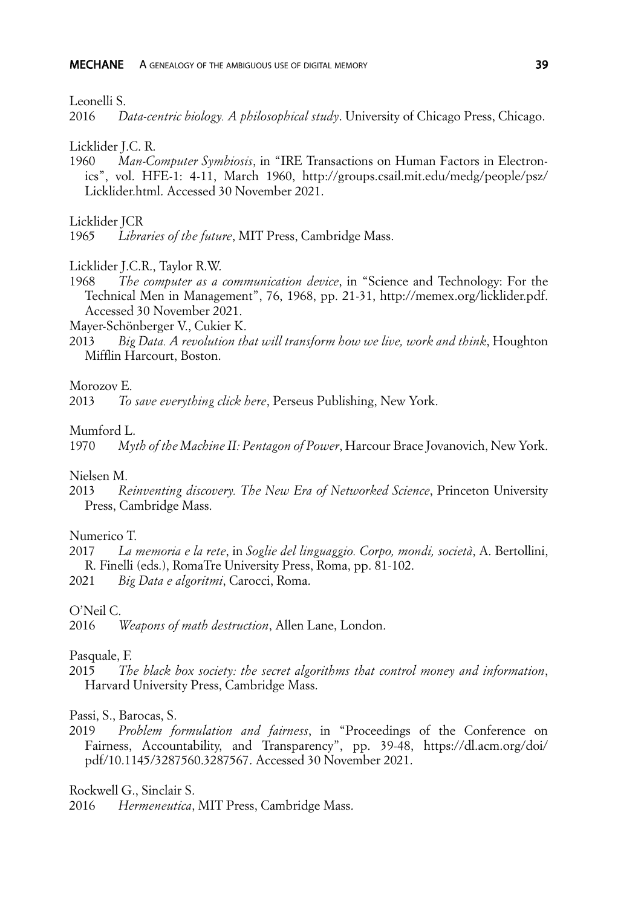Leonelli S.

2016 *Data-centric biology. A philosophical study*. University of Chicago Press, Chicago.

Licklider J.C. R.

1960 *Man-Computer Symbiosis*, in "IRE Transactions on Human Factors in Electronics", vol. HFE-1: 4-11, March 1960, http://groups.csail.mit.edu/medg/people/psz/Licklider.html. Accessed 30 November 2021.

Licklider JCR

1965 *Libraries of the future*, MIT Press, Cambridge Mass.

Licklider J.C.R., Taylor R.W.

1968 *The computer as a communication device*, in "Science and Technology: For the Technical Men in Management", 76, 1968, pp. 21-31, http://memex.org/licklider.pdf. Accessed 30 November 2021.

Mayer-Schönberger V., Cukier K.

2013 *Big Data. A revolution that will transform how we live, work and think*, Houghton Mifflin Harcourt, Boston.

Morozov E.

2013 *To save everything click here*, Perseus Publishing, New York.

Mumford L.

1970 *Myth of the Machine II: Pentagon of Power*, Harcour Brace Jovanovich, New York.

Nielsen M.

2013 *Reinventing discovery. The New Era of Networked Science*, Princeton University Press, Cambridge Mass.

Numerico T.

2017 *La memoria e la rete*, in *Soglie del linguaggio. Corpo, mondi, società*, A. Bertollini, R. Finelli (eds.), RomaTre University Press, Roma, pp. 81-102.

2021 *Big Data e algoritmi*, Carocci, Roma.

O'Neil C.

2016 *Weapons of math destruction*, Allen Lane, London.

Pasquale, F.

2015 *The black box society: the secret algorithms that control money and information*, Harvard University Press, Cambridge Mass.

Passi, S., Barocas, S.

2019 *Problem formulation and fairness*, in "Proceedings of the Conference on Fairness, Accountability, and Transparency", pp. 39-48, https://dl.acm.org/doi/pdf/10.1145/3287560.3287567. Accessed 30 November 2021.

Rockwell G., Sinclair S.

2016 *Hermeneutica*, MIT Press, Cambridge Mass.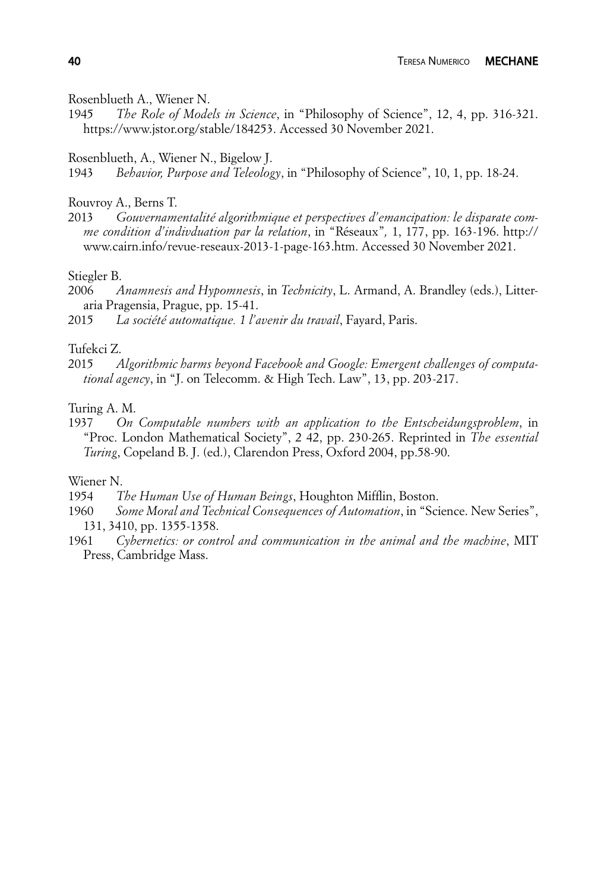Rosenblueth A., Wiener N.

1945 *The Role of Models in Science*, in "Philosophy of Science", 12, 4, pp. 316-321. https://www.jstor.org/stable/184253. Accessed 30 November 2021.

Rosenblueth, A., Wiener N., Bigelow J.

1943 *Behavior, Purpose and Teleology*, in "Philosophy of Science", 10, 1, pp. 18-24.

Rouvroy A., Berns T.

2013 *Gouvernamentalité algorithmique et perspectives d'emancipation: le disparate comme condition d'indivduation par la relation*, in "Réseaux", 1, 177, pp. 163-196. http://www.cairn.info/revue-reseaux-2013-1-page-163.htm. Accessed 30 November 2021.

Stiegler B.

2006 *Anamnesis and Hypomnesis*, in *Technicity*, L. Armand, A. Brandley (eds.), Litteraria Pragensia, Prague, pp. 15-41.

2015 *La société automatique. 1 l'avenir du travail*, Fayard, Paris.

Tufekci Z.

2015 *Algorithmic harms beyond Facebook and Google: Emergent challenges of computational agency*, in "J. on Telecomm. & High Tech. Law", 13, pp. 203-217.

Turing A. M.

1937 *On Computable numbers with an application to the Entscheidungsproblem*, in "Proc. London Mathematical Society", 2 42, pp. 230-265. Reprinted in *The essential Turing*, Copeland B. J. (ed.), Clarendon Press, Oxford 2004, pp.58-90.

Wiener N.

1954 *The Human Use of Human Beings*, Houghton Mifflin, Boston.

1960 *Some Moral and Technical Consequences of Automation*, in "Science. New Series", 131, 3410, pp. 1355-1358.

1961 *Cybernetics: or control and communication in the animal and the machine*, MIT Press, Cambridge Mass.